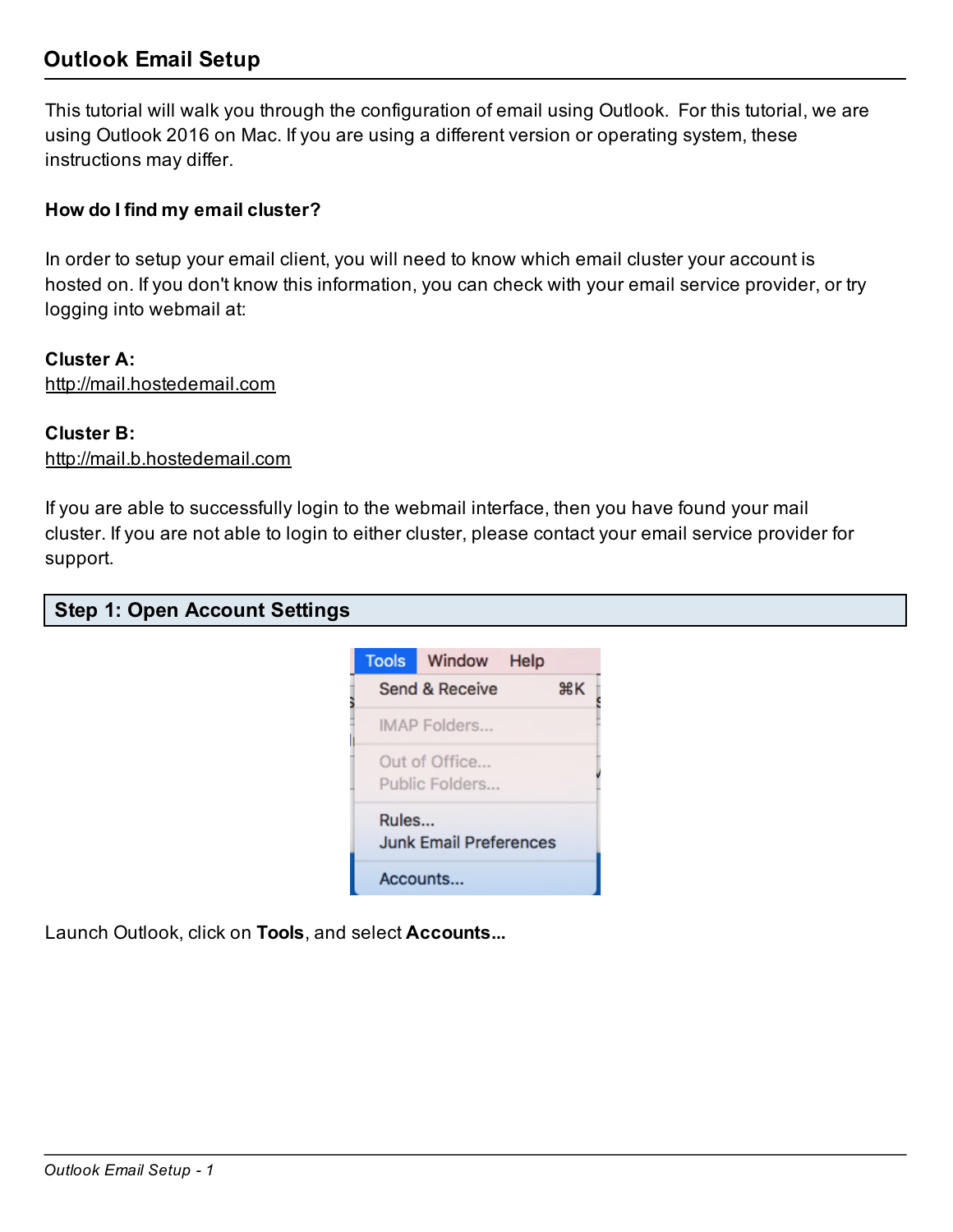## Outlook Email Setup

This tutorial will walk you through the configuration of email using Outlook. For this tutorial, we are using Outlook 2016 on Mac. If you are using a different version or operating system, these instructions may differ.

**How do I find my email cluster?**

In order to setup your email client, you will need to know which email cluster your account is hosted on. If you don't know this information, you can check with your email service provider, or try logging into webmail at:

**Cluster A:**
http://mail.hostedemail.com

**Cluster B:**
http://mail.b.hostedemail.com

If you are able to successfully login to the webmail interface, then you have found your mail cluster. If you are not able to login to either cluster, please contact your email service provider for support.

### Step 1: Open Account Settings

Launch Outlook, click on **Tools**, and select **Accounts...**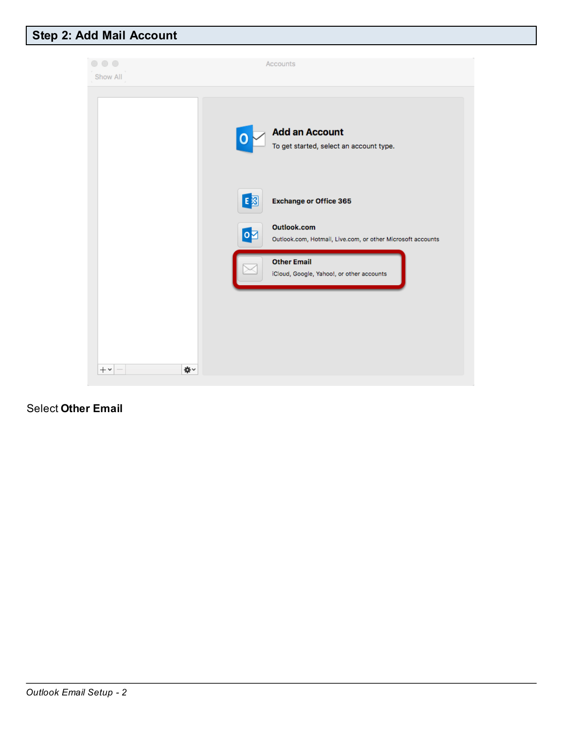## Step 2: Add Mail Account

Select **Other Email**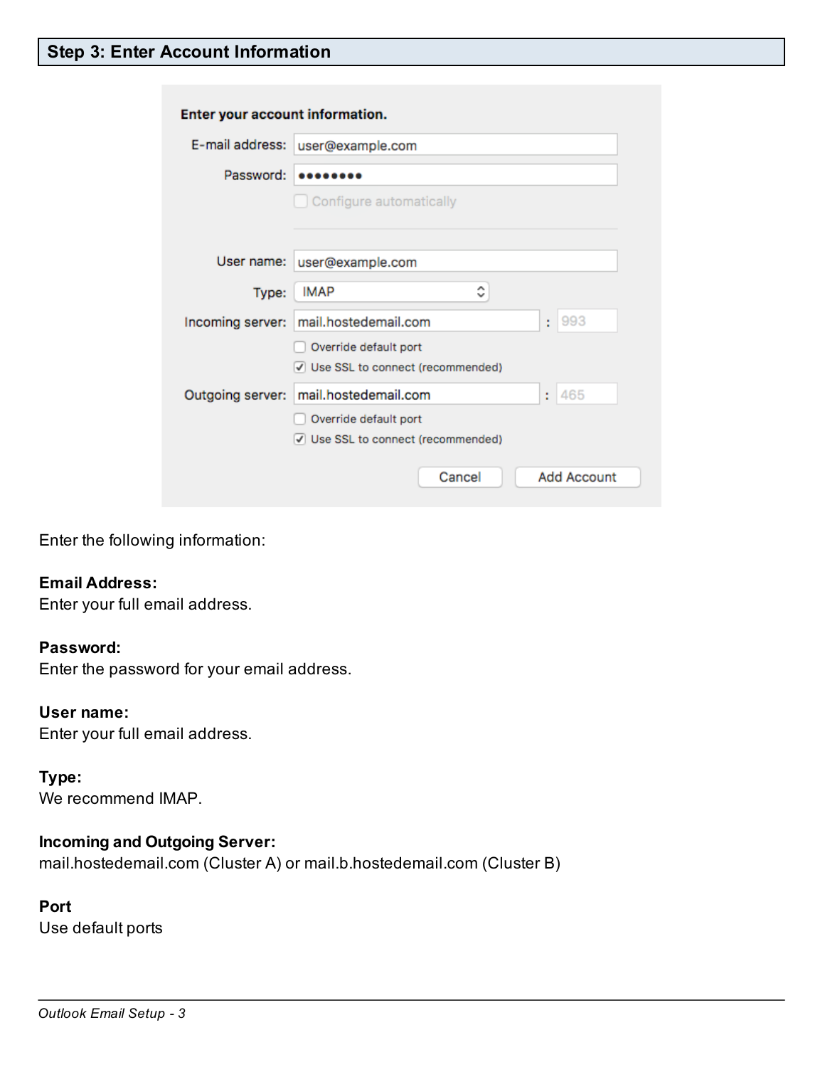## Step 3: Enter Account Information

Enter the following information:

**Email Address:**
Enter your full email address.

**Password:**
Enter the password for your email address.

**User name:**
Enter your full email address.

**Type:**
We recommend IMAP.

**Incoming and Outgoing Server:**
mail.hostedemail.com (Cluster A) or mail.b.hostedemail.com (Cluster B)

**Port**
Use default ports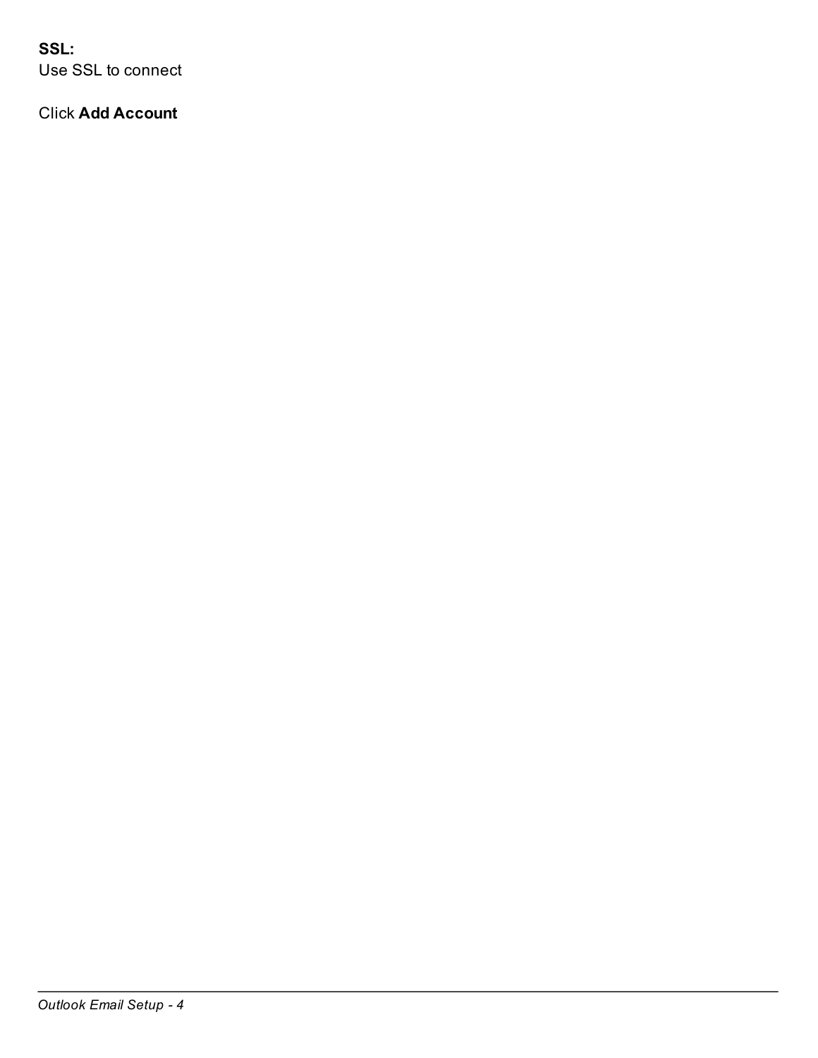**SSL:**
Use SSL to connect

Click **Add Account**